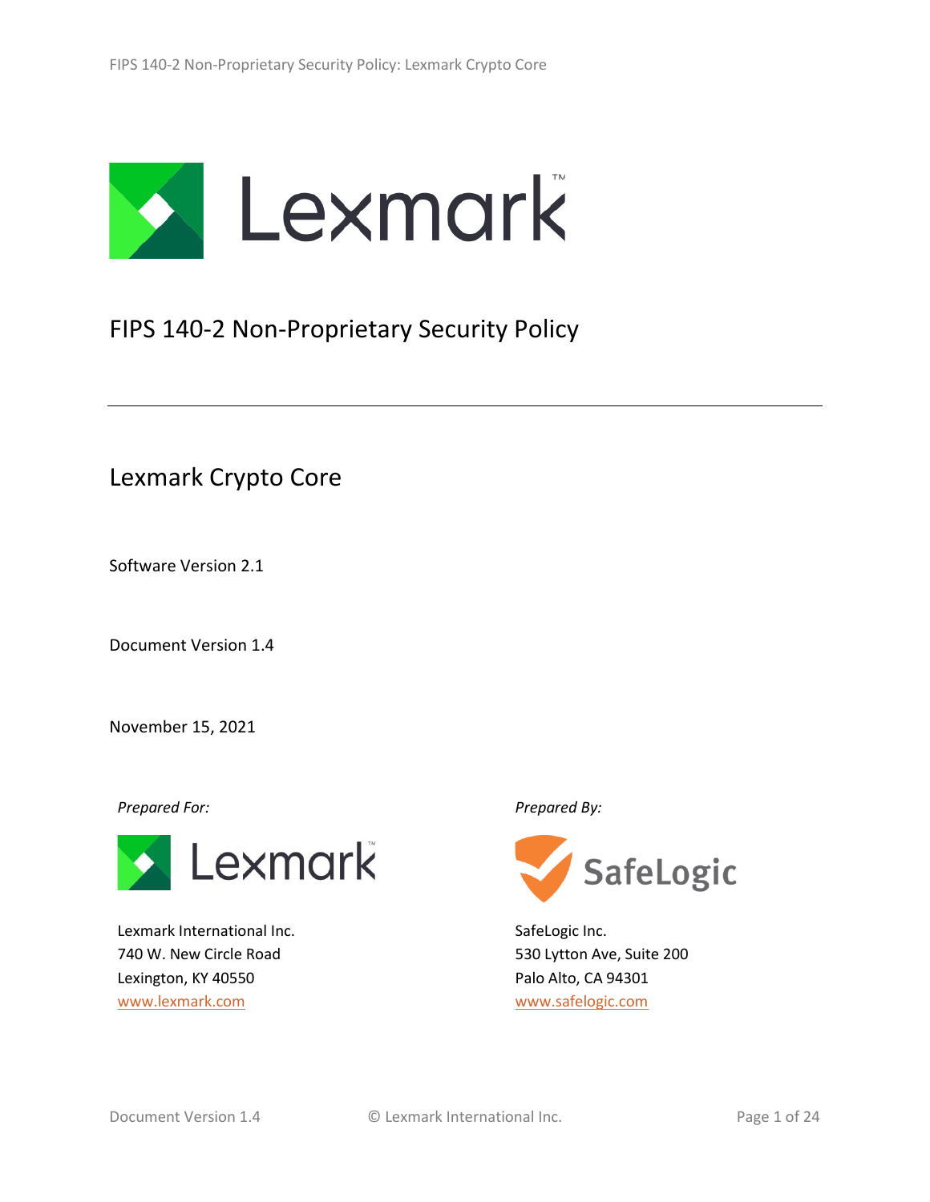# FIPS 140-2 Non-Proprietary Security Policy

## Lexmark Crypto Core

Software Version 2.1

Document Version 1.4

November 15, 2021

*Prepared For:*

Lexmark International Inc.
740 W. New Circle Road
Lexington, KY 40550
www.lexmark.com

*Prepared By:*

SafeLogic Inc.
530 Lytton Ave, Suite 200
Palo Alto, CA 94301
www.safelogic.com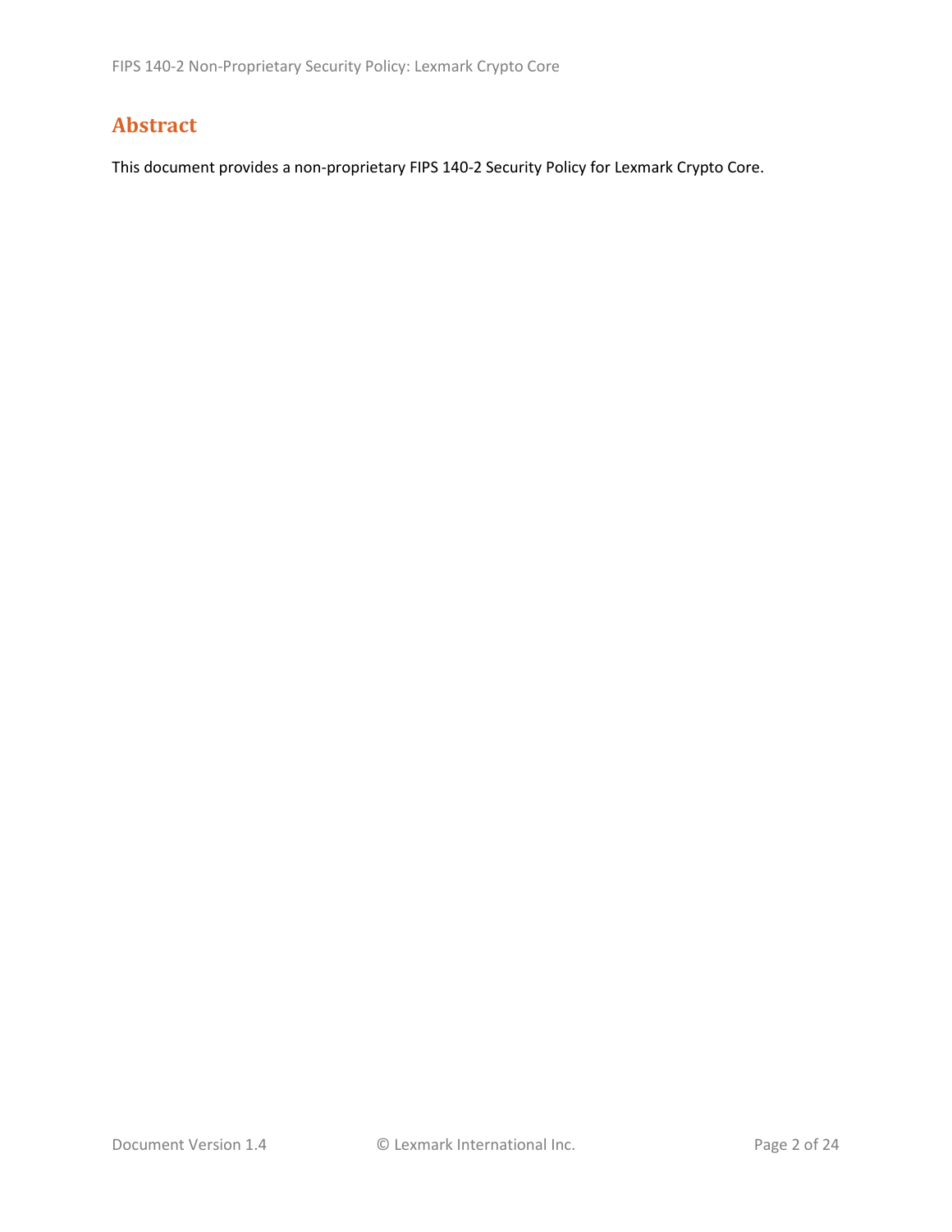# Abstract

This document provides a non-proprietary FIPS 140-2 Security Policy for Lexmark Crypto Core.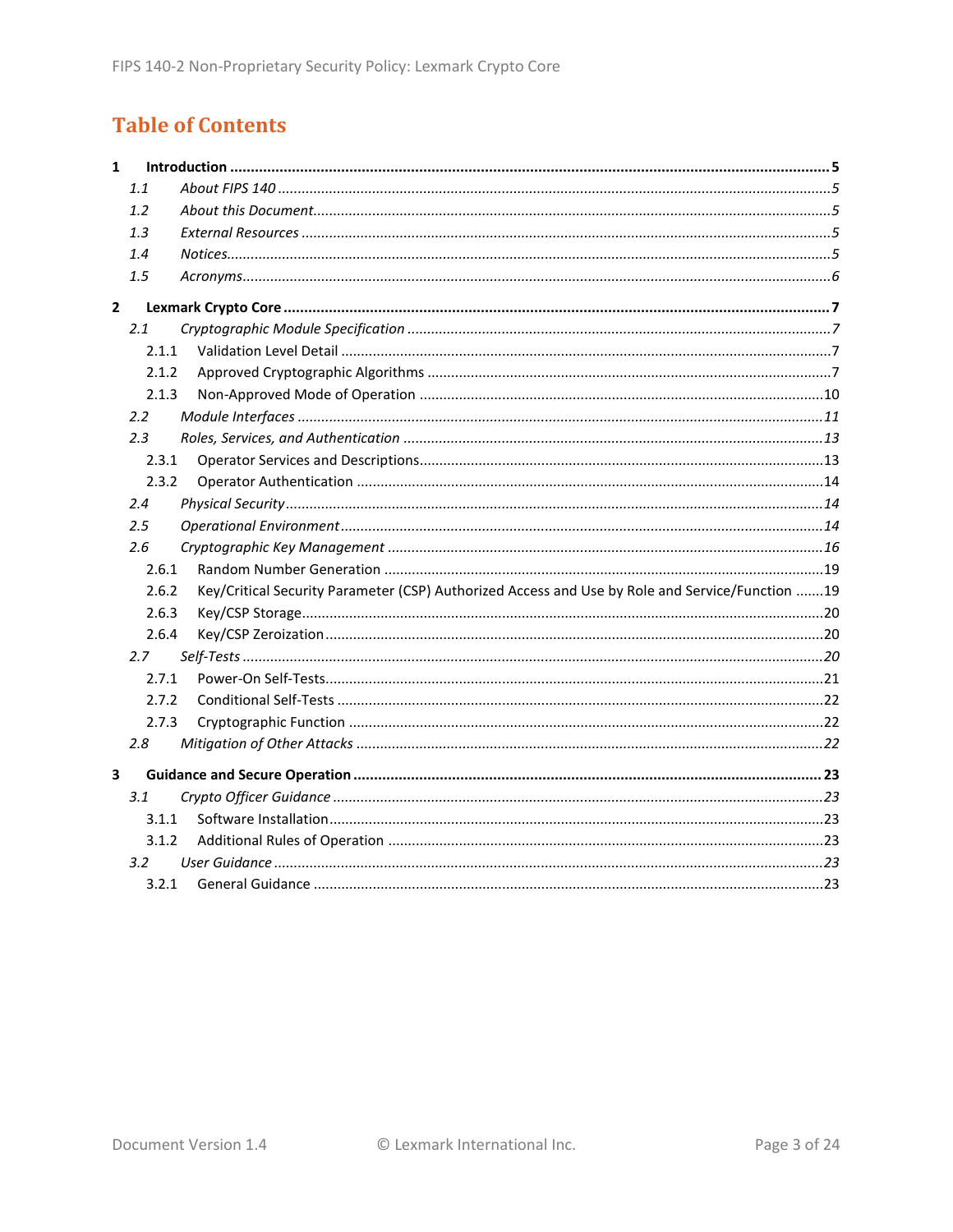# Table of Contents

**1 Introduction ........ 5**

*1.1 About FIPS 140 ........ 5*

*1.2 About this Document ........ 5*

*1.3 External Resources ........ 5*

*1.4 Notices ........ 5*

*1.5 Acronyms ........ 6*

**2 Lexmark Crypto Core ........ 7**

*2.1 Cryptographic Module Specification ........ 7*

2.1.1 Validation Level Detail ........ 7

2.1.2 Approved Cryptographic Algorithms ........ 7

2.1.3 Non-Approved Mode of Operation ........ 10

*2.2 Module Interfaces ........ 11*

*2.3 Roles, Services, and Authentication ........ 13*

2.3.1 Operator Services and Descriptions ........ 13

2.3.2 Operator Authentication ........ 14

*2.4 Physical Security ........ 14*

*2.5 Operational Environment ........ 14*

*2.6 Cryptographic Key Management ........ 16*

2.6.1 Random Number Generation ........ 19

2.6.2 Key/Critical Security Parameter (CSP) Authorized Access and Use by Role and Service/Function ........ 19

2.6.3 Key/CSP Storage ........ 20

2.6.4 Key/CSP Zeroization ........ 20

*2.7 Self-Tests ........ 20*

2.7.1 Power-On Self-Tests ........ 21

2.7.2 Conditional Self-Tests ........ 22

2.7.3 Cryptographic Function ........ 22

*2.8 Mitigation of Other Attacks ........ 22*

**3 Guidance and Secure Operation ........ 23**

*3.1 Crypto Officer Guidance ........ 23*

3.1.1 Software Installation ........ 23

3.1.2 Additional Rules of Operation ........ 23

*3.2 User Guidance ........ 23*

3.2.1 General Guidance ........ 23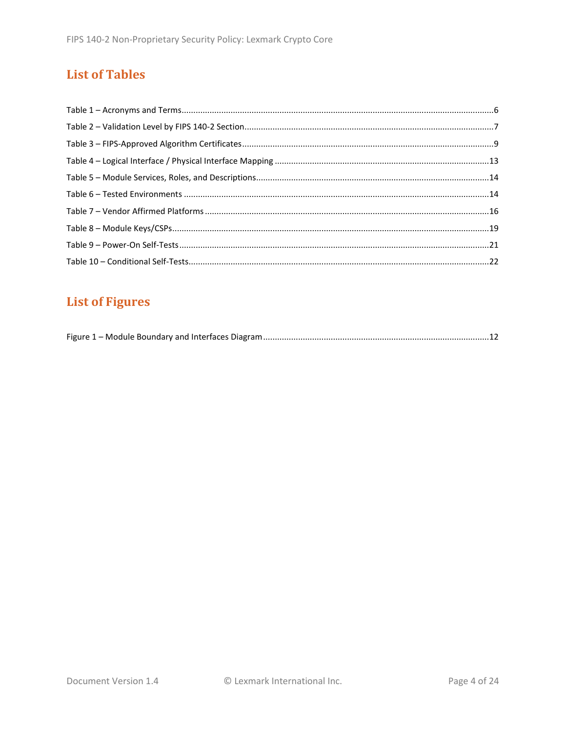# List of Tables

Table 1 – Acronyms and Terms....6
Table 2 – Validation Level by FIPS 140-2 Section....7
Table 3 – FIPS-Approved Algorithm Certificates....9
Table 4 – Logical Interface / Physical Interface Mapping....13
Table 5 – Module Services, Roles, and Descriptions....14
Table 6 – Tested Environments....14
Table 7 – Vendor Affirmed Platforms....16
Table 8 – Module Keys/CSPs....19
Table 9 – Power-On Self-Tests....21
Table 10 – Conditional Self-Tests....22

# List of Figures

Figure 1 – Module Boundary and Interfaces Diagram....12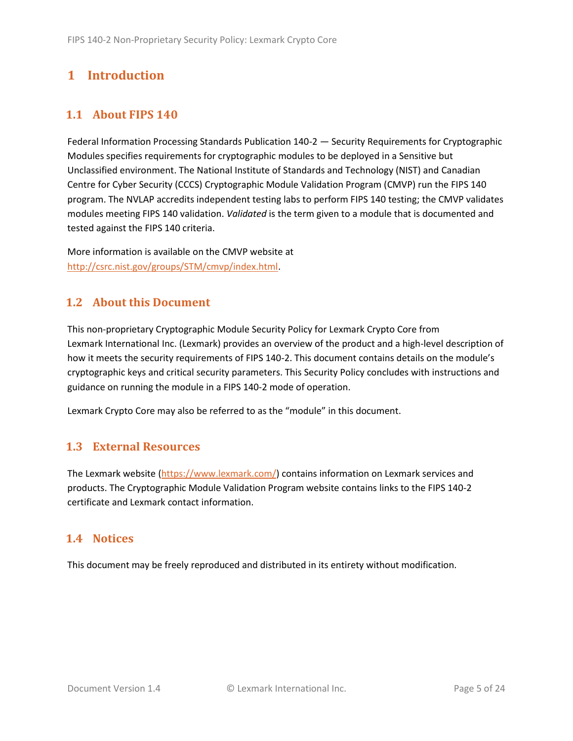# 1 Introduction

## 1.1 About FIPS 140

Federal Information Processing Standards Publication 140-2 — Security Requirements for Cryptographic Modules specifies requirements for cryptographic modules to be deployed in a Sensitive but Unclassified environment. The National Institute of Standards and Technology (NIST) and Canadian Centre for Cyber Security (CCCS) Cryptographic Module Validation Program (CMVP) run the FIPS 140 program. The NVLAP accredits independent testing labs to perform FIPS 140 testing; the CMVP validates modules meeting FIPS 140 validation. *Validated* is the term given to a module that is documented and tested against the FIPS 140 criteria.

More information is available on the CMVP website at [http://csrc.nist.gov/groups/STM/cmvp/index.html](http://csrc.nist.gov/groups/STM/cmvp/index.html).

## 1.2 About this Document

This non-proprietary Cryptographic Module Security Policy for Lexmark Crypto Core from Lexmark International Inc. (Lexmark) provides an overview of the product and a high-level description of how it meets the security requirements of FIPS 140-2. This document contains details on the module's cryptographic keys and critical security parameters. This Security Policy concludes with instructions and guidance on running the module in a FIPS 140-2 mode of operation.

Lexmark Crypto Core may also be referred to as the "module" in this document.

## 1.3 External Resources

The Lexmark website ([https://www.lexmark.com/](https://www.lexmark.com/)) contains information on Lexmark services and products. The Cryptographic Module Validation Program website contains links to the FIPS 140-2 certificate and Lexmark contact information.

## 1.4 Notices

This document may be freely reproduced and distributed in its entirety without modification.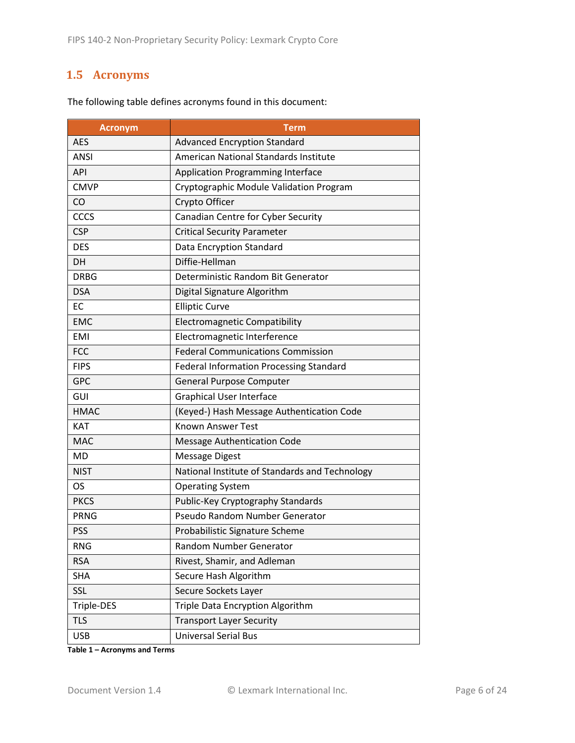## 1.5 Acronyms

The following table defines acronyms found in this document:

| Acronym | Term |
|---|---|
| AES | Advanced Encryption Standard |
| ANSI | American National Standards Institute |
| API | Application Programming Interface |
| CMVP | Cryptographic Module Validation Program |
| CO | Crypto Officer |
| CCCS | Canadian Centre for Cyber Security |
| CSP | Critical Security Parameter |
| DES | Data Encryption Standard |
| DH | Diffie-Hellman |
| DRBG | Deterministic Random Bit Generator |
| DSA | Digital Signature Algorithm |
| EC | Elliptic Curve |
| EMC | Electromagnetic Compatibility |
| EMI | Electromagnetic Interference |
| FCC | Federal Communications Commission |
| FIPS | Federal Information Processing Standard |
| GPC | General Purpose Computer |
| GUI | Graphical User Interface |
| HMAC | (Keyed-) Hash Message Authentication Code |
| KAT | Known Answer Test |
| MAC | Message Authentication Code |
| MD | Message Digest |
| NIST | National Institute of Standards and Technology |
| OS | Operating System |
| PKCS | Public-Key Cryptography Standards |
| PRNG | Pseudo Random Number Generator |
| PSS | Probabilistic Signature Scheme |
| RNG | Random Number Generator |
| RSA | Rivest, Shamir, and Adleman |
| SHA | Secure Hash Algorithm |
| SSL | Secure Sockets Layer |
| Triple-DES | Triple Data Encryption Algorithm |
| TLS | Transport Layer Security |
| USB | Universal Serial Bus |

**Table 1 – Acronyms and Terms**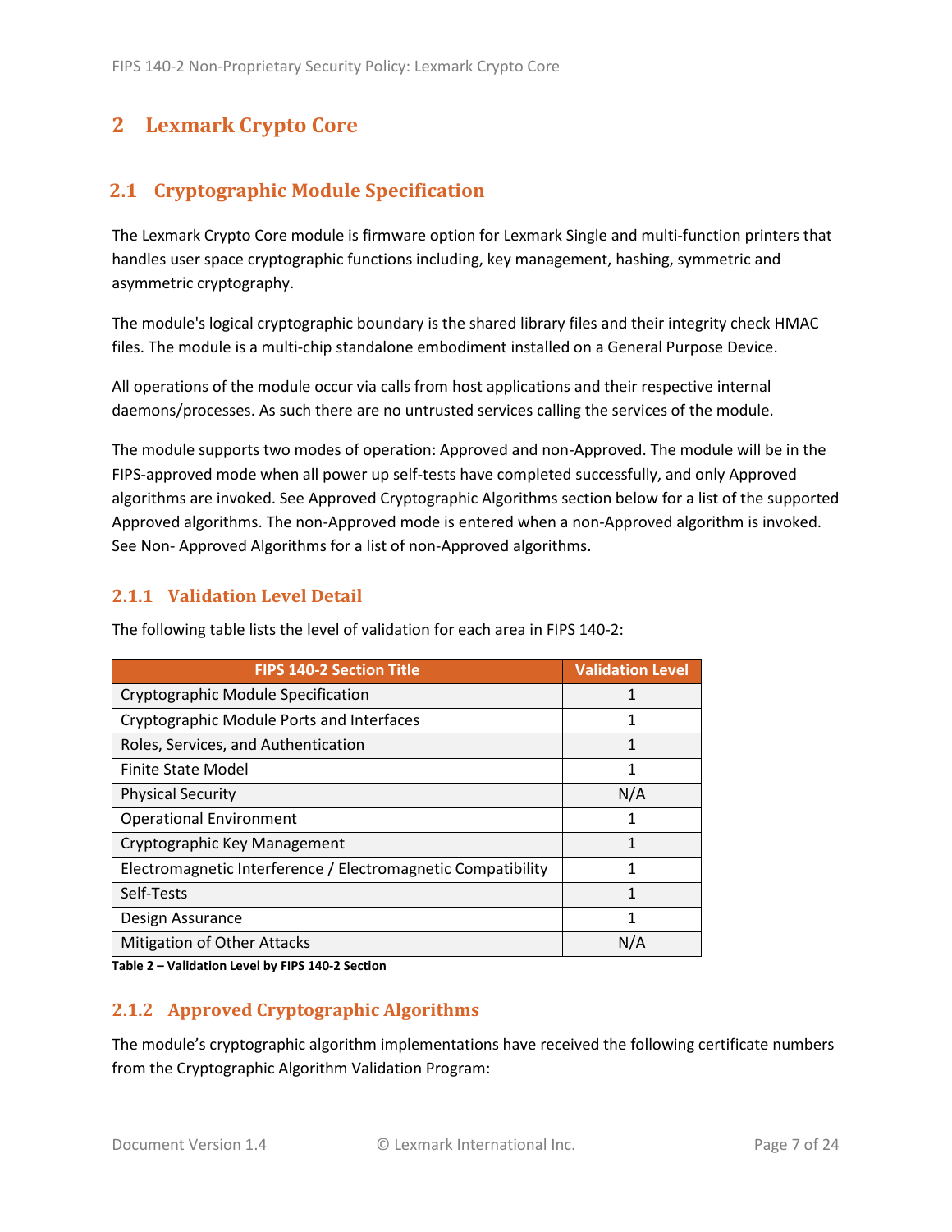# 2 Lexmark Crypto Core

## 2.1 Cryptographic Module Specification

The Lexmark Crypto Core module is firmware option for Lexmark Single and multi-function printers that handles user space cryptographic functions including, key management, hashing, symmetric and asymmetric cryptography.

The module's logical cryptographic boundary is the shared library files and their integrity check HMAC files. The module is a multi-chip standalone embodiment installed on a General Purpose Device.

All operations of the module occur via calls from host applications and their respective internal daemons/processes. As such there are no untrusted services calling the services of the module.

The module supports two modes of operation: Approved and non-Approved. The module will be in the FIPS-approved mode when all power up self-tests have completed successfully, and only Approved algorithms are invoked. See Approved Cryptographic Algorithms section below for a list of the supported Approved algorithms. The non-Approved mode is entered when a non-Approved algorithm is invoked. See Non- Approved Algorithms for a list of non-Approved algorithms.

### 2.1.1 Validation Level Detail

The following table lists the level of validation for each area in FIPS 140-2:

| FIPS 140-2 Section Title | Validation Level |
|---|---|
| Cryptographic Module Specification | 1 |
| Cryptographic Module Ports and Interfaces | 1 |
| Roles, Services, and Authentication | 1 |
| Finite State Model | 1 |
| Physical Security | N/A |
| Operational Environment | 1 |
| Cryptographic Key Management | 1 |
| Electromagnetic Interference / Electromagnetic Compatibility | 1 |
| Self-Tests | 1 |
| Design Assurance | 1 |
| Mitigation of Other Attacks | N/A |

**Table 2 – Validation Level by FIPS 140-2 Section**

### 2.1.2 Approved Cryptographic Algorithms

The module's cryptographic algorithm implementations have received the following certificate numbers from the Cryptographic Algorithm Validation Program: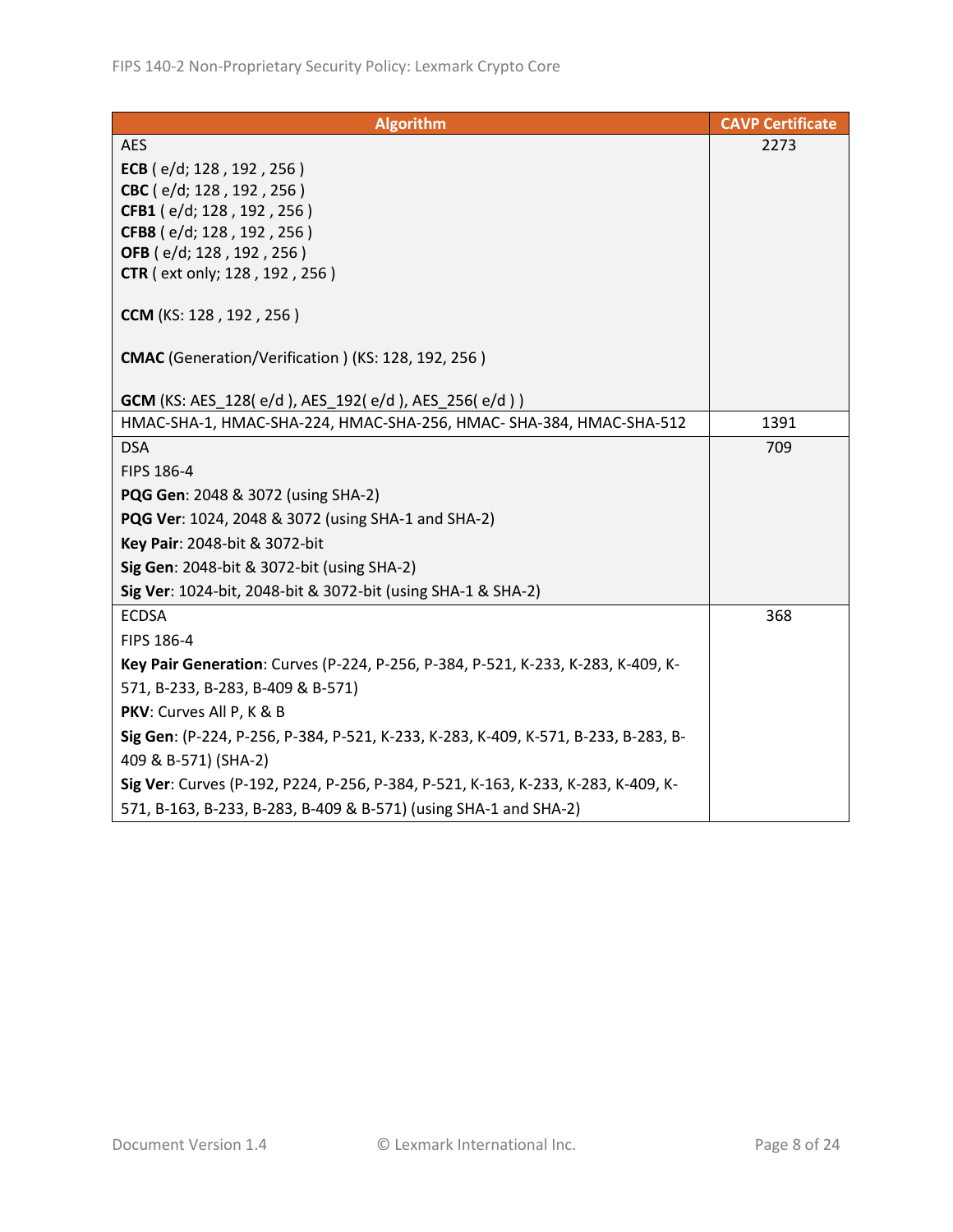| Algorithm | CAVP Certificate |
| --- | --- |
| AES<br>**ECB** ( e/d; 128 , 192 , 256 )<br>**CBC** ( e/d; 128 , 192 , 256 )<br>**CFB1** ( e/d; 128 , 192 , 256 )<br>**CFB8** ( e/d; 128 , 192 , 256 )<br>**OFB** ( e/d; 128 , 192 , 256 )<br>**CTR** ( ext only; 128 , 192 , 256 )<br><br>**CCM** (KS: 128 , 192 , 256 )<br><br>**CMAC** (Generation/Verification ) (KS: 128, 192, 256 )<br><br>**GCM** (KS: AES_128( e/d ), AES_192( e/d ), AES_256( e/d ) ) | 2273 |
| HMAC-SHA-1, HMAC-SHA-224, HMAC-SHA-256, HMAC- SHA-384, HMAC-SHA-512 | 1391 |
| DSA<br>FIPS 186-4<br>**PQG Gen**: 2048 & 3072 (using SHA-2)<br>**PQG Ver**: 1024, 2048 & 3072 (using SHA-1 and SHA-2)<br>**Key Pair**: 2048-bit & 3072-bit<br>**Sig Gen**: 2048-bit & 3072-bit (using SHA-2)<br>**Sig Ver**: 1024-bit, 2048-bit & 3072-bit (using SHA-1 & SHA-2) | 709 |
| ECDSA<br>FIPS 186-4<br>**Key Pair Generation**: Curves (P-224, P-256, P-384, P-521, K-233, K-283, K-409, K-571, B-233, B-283, B-409 & B-571)<br>**PKV**: Curves All P, K & B<br>**Sig Gen**: (P-224, P-256, P-384, P-521, K-233, K-283, K-409, K-571, B-233, B-283, B-409 & B-571) (SHA-2)<br>**Sig Ver**: Curves (P-192, P224, P-256, P-384, P-521, K-163, K-233, K-283, K-409, K-571, B-163, B-233, B-283, B-409 & B-571) (using SHA-1 and SHA-2) | 368 |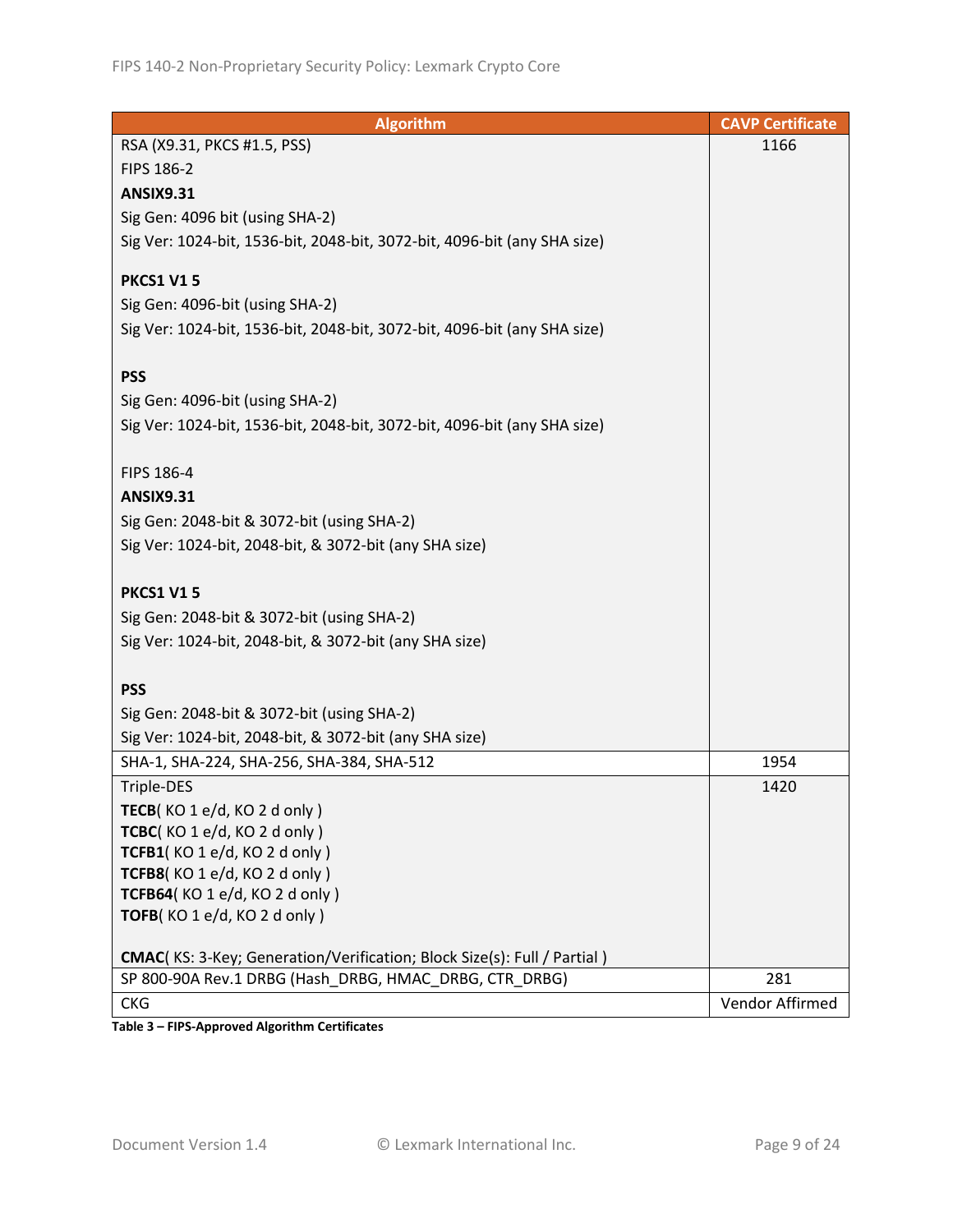| Algorithm | CAVP Certificate |
|---|---|
| RSA (X9.31, PKCS #1.5, PSS)<br>FIPS 186-2<br>**ANSIX9.31**<br>Sig Gen: 4096 bit (using SHA-2)<br>Sig Ver: 1024-bit, 1536-bit, 2048-bit, 3072-bit, 4096-bit (any SHA size)<br><br>**PKCS1 V1 5**<br>Sig Gen: 4096-bit (using SHA-2)<br>Sig Ver: 1024-bit, 1536-bit, 2048-bit, 3072-bit, 4096-bit (any SHA size)<br><br>**PSS**<br>Sig Gen: 4096-bit (using SHA-2)<br>Sig Ver: 1024-bit, 1536-bit, 2048-bit, 3072-bit, 4096-bit (any SHA size)<br><br>FIPS 186-4<br>**ANSIX9.31**<br>Sig Gen: 2048-bit & 3072-bit (using SHA-2)<br>Sig Ver: 1024-bit, 2048-bit, & 3072-bit (any SHA size)<br><br>**PKCS1 V1 5**<br>Sig Gen: 2048-bit & 3072-bit (using SHA-2)<br>Sig Ver: 1024-bit, 2048-bit, & 3072-bit (any SHA size)<br><br>**PSS**<br>Sig Gen: 2048-bit & 3072-bit (using SHA-2)<br>Sig Ver: 1024-bit, 2048-bit, & 3072-bit (any SHA size) | 1166 |
| SHA-1, SHA-224, SHA-256, SHA-384, SHA-512 | 1954 |
| Triple-DES<br>**TECB**( KO 1 e/d, KO 2 d only )<br>**TCBC**( KO 1 e/d, KO 2 d only )<br>**TCFB1**( KO 1 e/d, KO 2 d only )<br>**TCFB8**( KO 1 e/d, KO 2 d only )<br>**TCFB64**( KO 1 e/d, KO 2 d only )<br>**TOFB**( KO 1 e/d, KO 2 d only )<br><br>**CMAC**( KS: 3-Key; Generation/Verification; Block Size(s): Full / Partial ) | 1420 |
| SP 800-90A Rev.1 DRBG (Hash_DRBG, HMAC_DRBG, CTR_DRBG) | 281 |
| CKG | Vendor Affirmed |

**Table 3 – FIPS-Approved Algorithm Certificates**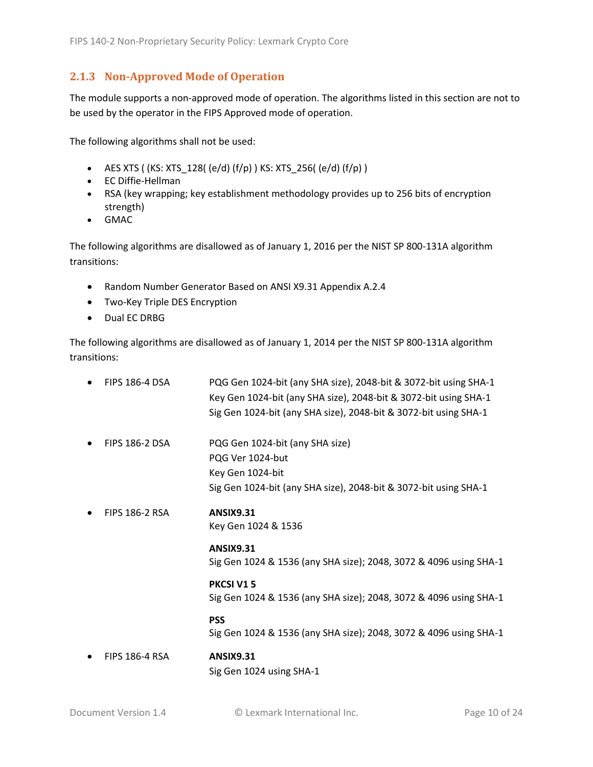### 2.1.3 Non-Approved Mode of Operation

The module supports a non-approved mode of operation. The algorithms listed in this section are not to be used by the operator in the FIPS Approved mode of operation.

The following algorithms shall not be used:

- AES XTS ( (KS: XTS_128( (e/d) (f/p) ) KS: XTS_256( (e/d) (f/p) )
- EC Diffie-Hellman
- RSA (key wrapping; key establishment methodology provides up to 256 bits of encryption strength)
- GMAC

The following algorithms are disallowed as of January 1, 2016 per the NIST SP 800-131A algorithm transitions:

- Random Number Generator Based on ANSI X9.31 Appendix A.2.4
- Two-Key Triple DES Encryption
- Dual EC DRBG

The following algorithms are disallowed as of January 1, 2014 per the NIST SP 800-131A algorithm transitions:

- FIPS 186-4 DSA
  - PQG Gen 1024-bit (any SHA size), 2048-bit & 3072-bit using SHA-1
  - Key Gen 1024-bit (any SHA size), 2048-bit & 3072-bit using SHA-1
  - Sig Gen 1024-bit (any SHA size), 2048-bit & 3072-bit using SHA-1
- FIPS 186-2 DSA
  - PQG Gen 1024-bit (any SHA size)
  - PQG Ver 1024-but
  - Key Gen 1024-bit
  - Sig Gen 1024-bit (any SHA size), 2048-bit & 3072-bit using SHA-1
- FIPS 186-2 RSA
  - **ANSIX9.31**
    Key Gen 1024 & 1536
  - **ANSIX9.31**
    Sig Gen 1024 & 1536 (any SHA size); 2048, 3072 & 4096 using SHA-1
  - **PKCSI V1 5**
    Sig Gen 1024 & 1536 (any SHA size); 2048, 3072 & 4096 using SHA-1
  - **PSS**
    Sig Gen 1024 & 1536 (any SHA size); 2048, 3072 & 4096 using SHA-1
- FIPS 186-4 RSA
  - **ANSIX9.31**
    Sig Gen 1024 using SHA-1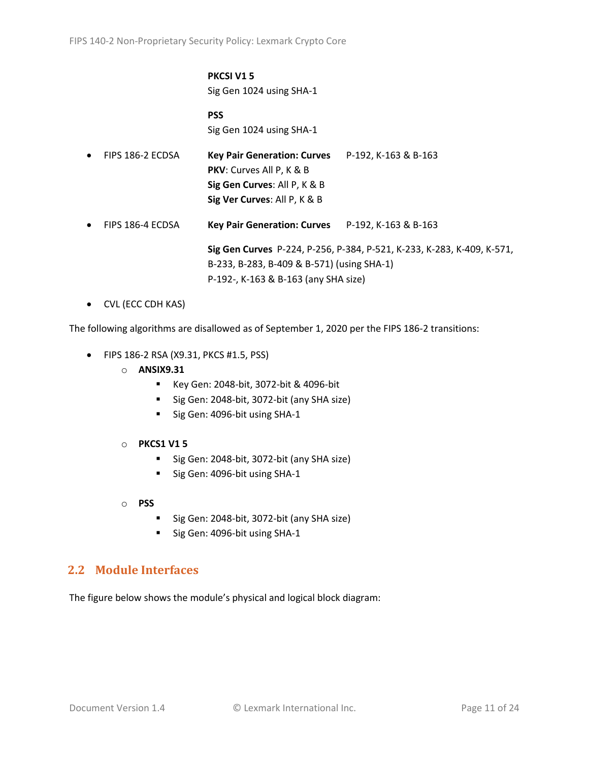**PKCSI V1 5**
Sig Gen 1024 using SHA-1

**PSS**
Sig Gen 1024 using SHA-1

- FIPS 186-2 ECDSA **Key Pair Generation: Curves** P-192, K-163 & B-163
  **PKV**: Curves All P, K & B
  **Sig Gen Curves**: All P, K & B
  **Sig Ver Curves**: All P, K & B
- FIPS 186-4 ECDSA **Key Pair Generation: Curves** P-192, K-163 & B-163

  **Sig Gen Curves** P-224, P-256, P-384, P-521, K-233, K-283, K-409, K-571, B-233, B-283, B-409 & B-571) (using SHA-1)
  P-192-, K-163 & B-163 (any SHA size)
- CVL (ECC CDH KAS)

The following algorithms are disallowed as of September 1, 2020 per the FIPS 186-2 transitions:

- FIPS 186-2 RSA (X9.31, PKCS #1.5, PSS)
  - **ANSIX9.31**
    - Key Gen: 2048-bit, 3072-bit & 4096-bit
    - Sig Gen: 2048-bit, 3072-bit (any SHA size)
    - Sig Gen: 4096-bit using SHA-1
  - **PKCS1 V1 5**
    - Sig Gen: 2048-bit, 3072-bit (any SHA size)
    - Sig Gen: 4096-bit using SHA-1
  - **PSS**
    - Sig Gen: 2048-bit, 3072-bit (any SHA size)
    - Sig Gen: 4096-bit using SHA-1

## 2.2 Module Interfaces

The figure below shows the module's physical and logical block diagram: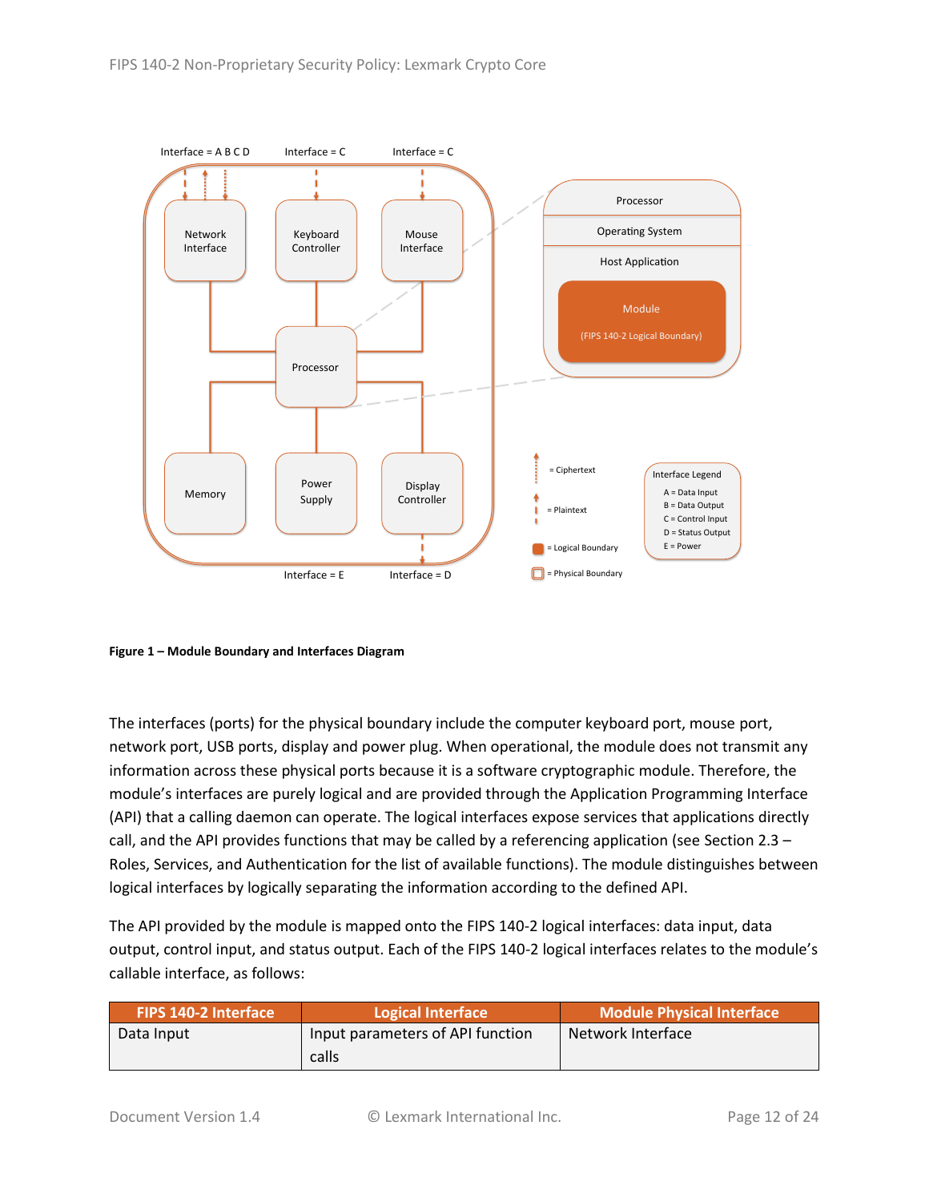**Figure 1 – Module Boundary and Interfaces Diagram**

The interfaces (ports) for the physical boundary include the computer keyboard port, mouse port, network port, USB ports, display and power plug. When operational, the module does not transmit any information across these physical ports because it is a software cryptographic module. Therefore, the module's interfaces are purely logical and are provided through the Application Programming Interface (API) that a calling daemon can operate. The logical interfaces expose services that applications directly call, and the API provides functions that may be called by a referencing application (see Section 2.3 – Roles, Services, and Authentication for the list of available functions). The module distinguishes between logical interfaces by logically separating the information according to the defined API.

The API provided by the module is mapped onto the FIPS 140-2 logical interfaces: data input, data output, control input, and status output. Each of the FIPS 140-2 logical interfaces relates to the module's callable interface, as follows:

| FIPS 140-2 Interface | Logical Interface | Module Physical Interface |
|---|---|---|
| Data Input | Input parameters of API function calls | Network Interface |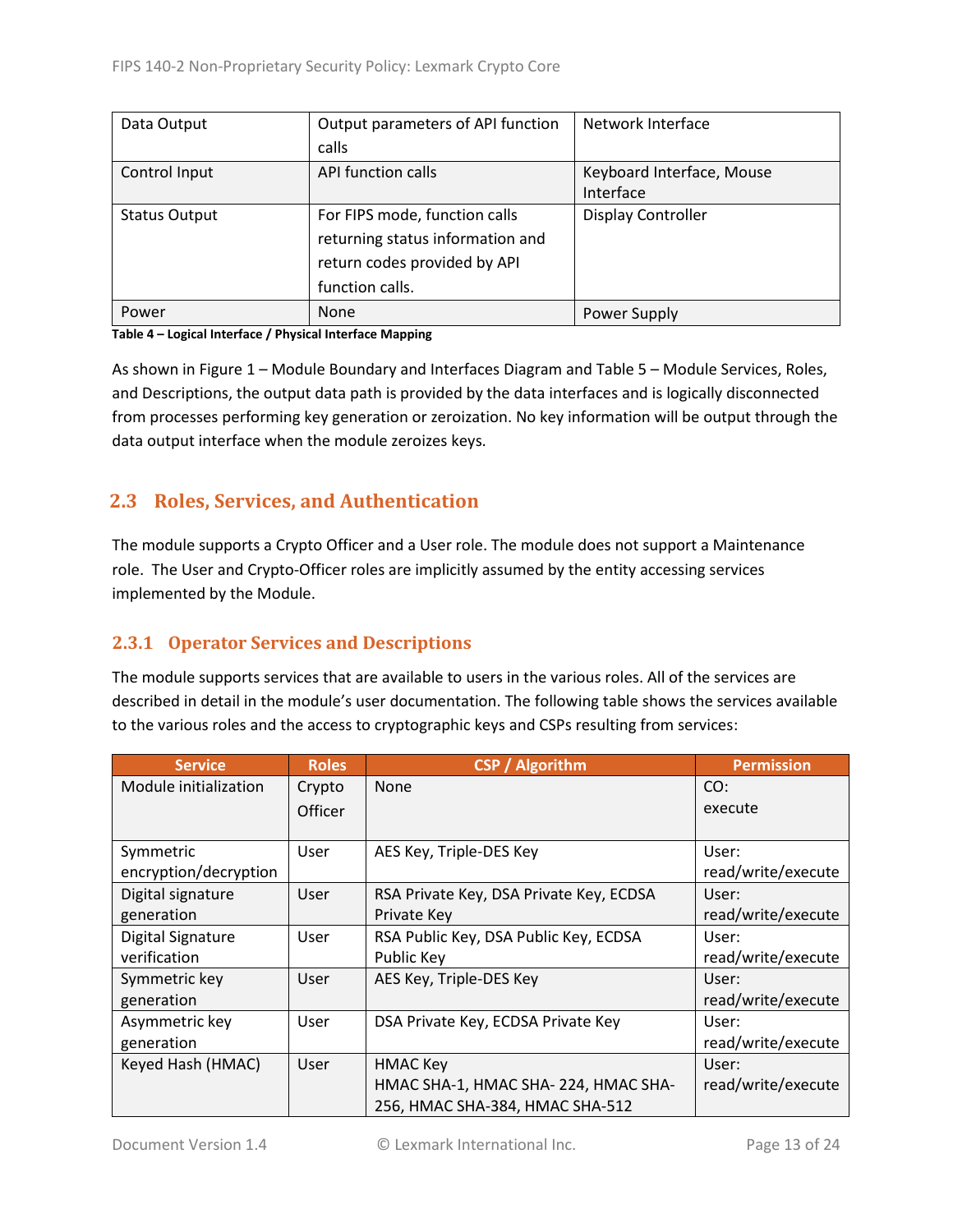| Data Output | Output parameters of API function calls | Network Interface |
|---|---|---|
| Control Input | API function calls | Keyboard Interface, Mouse Interface |
| Status Output | For FIPS mode, function calls returning status information and return codes provided by API function calls. | Display Controller |
| Power | None | Power Supply |

**Table 4 – Logical Interface / Physical Interface Mapping**

As shown in Figure 1 – Module Boundary and Interfaces Diagram and Table 5 – Module Services, Roles, and Descriptions, the output data path is provided by the data interfaces and is logically disconnected from processes performing key generation or zeroization. No key information will be output through the data output interface when the module zeroizes keys.

## 2.3 Roles, Services, and Authentication

The module supports a Crypto Officer and a User role. The module does not support a Maintenance role. The User and Crypto-Officer roles are implicitly assumed by the entity accessing services implemented by the Module.

### 2.3.1 Operator Services and Descriptions

The module supports services that are available to users in the various roles. All of the services are described in detail in the module's user documentation. The following table shows the services available to the various roles and the access to cryptographic keys and CSPs resulting from services:

| Service | Roles | CSP / Algorithm | Permission |
|---|---|---|---|
| Module initialization | Crypto Officer | None | CO: execute |
| Symmetric encryption/decryption | User | AES Key, Triple-DES Key | User: read/write/execute |
| Digital signature generation | User | RSA Private Key, DSA Private Key, ECDSA Private Key | User: read/write/execute |
| Digital Signature verification | User | RSA Public Key, DSA Public Key, ECDSA Public Key | User: read/write/execute |
| Symmetric key generation | User | AES Key, Triple-DES Key | User: read/write/execute |
| Asymmetric key generation | User | DSA Private Key, ECDSA Private Key | User: read/write/execute |
| Keyed Hash (HMAC) | User | HMAC Key<br>HMAC SHA-1, HMAC SHA- 224, HMAC SHA-256, HMAC SHA-384, HMAC SHA-512 | User: read/write/execute |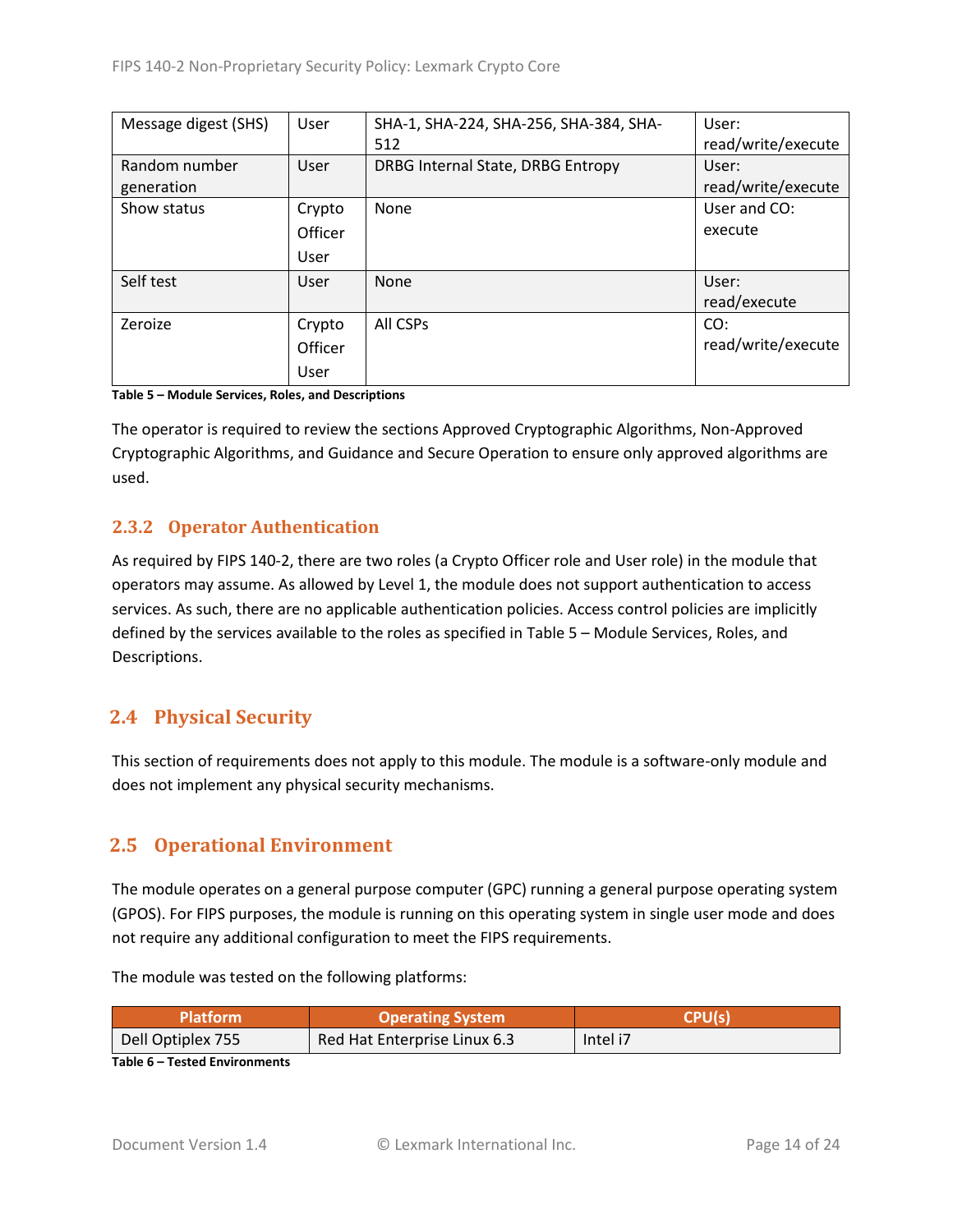| Message digest (SHS) | User | SHA-1, SHA-224, SHA-256, SHA-384, SHA-512 | User: read/write/execute |
|---|---|---|---|
| Random number generation | User | DRBG Internal State, DRBG Entropy | User: read/write/execute |
| Show status | Crypto Officer User | None | User and CO: execute |
| Self test | User | None | User: read/execute |
| Zeroize | Crypto Officer User | All CSPs | CO: read/write/execute |

**Table 5 – Module Services, Roles, and Descriptions**

The operator is required to review the sections Approved Cryptographic Algorithms, Non-Approved Cryptographic Algorithms, and Guidance and Secure Operation to ensure only approved algorithms are used.

### 2.3.2 Operator Authentication

As required by FIPS 140-2, there are two roles (a Crypto Officer role and User role) in the module that operators may assume. As allowed by Level 1, the module does not support authentication to access services. As such, there are no applicable authentication policies. Access control policies are implicitly defined by the services available to the roles as specified in Table 5 – Module Services, Roles, and Descriptions.

## 2.4 Physical Security

This section of requirements does not apply to this module. The module is a software-only module and does not implement any physical security mechanisms.

## 2.5 Operational Environment

The module operates on a general purpose computer (GPC) running a general purpose operating system (GPOS). For FIPS purposes, the module is running on this operating system in single user mode and does not require any additional configuration to meet the FIPS requirements.

The module was tested on the following platforms:

| Platform | Operating System | CPU(s) |
|---|---|---|
| Dell Optiplex 755 | Red Hat Enterprise Linux 6.3 | Intel i7 |

**Table 6 – Tested Environments**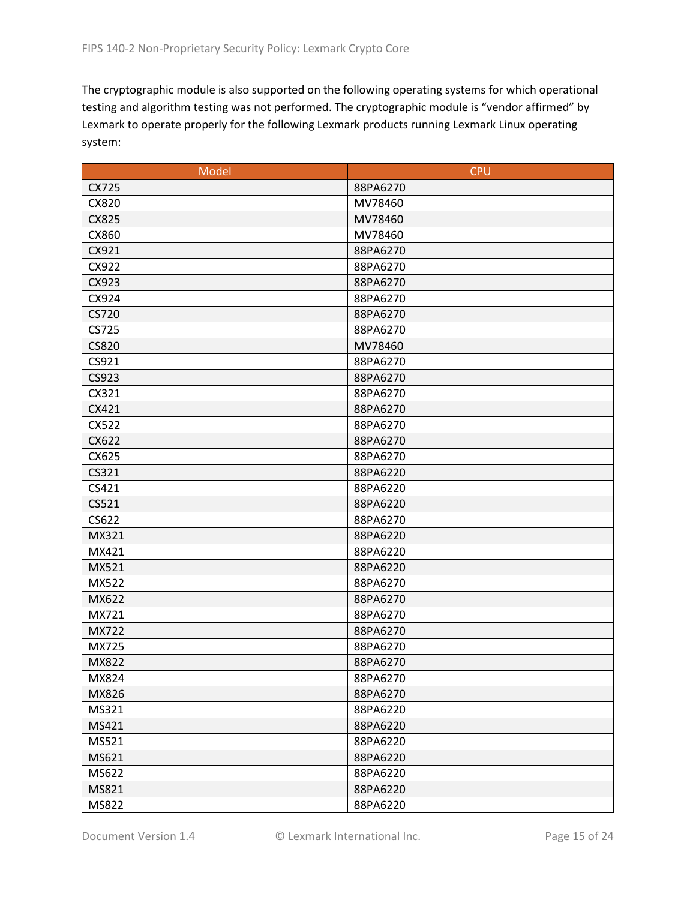The cryptographic module is also supported on the following operating systems for which operational testing and algorithm testing was not performed. The cryptographic module is "vendor affirmed" by Lexmark to operate properly for the following Lexmark products running Lexmark Linux operating system:

| Model | CPU |
|---|---|
| CX725 | 88PA6270 |
| CX820 | MV78460 |
| CX825 | MV78460 |
| CX860 | MV78460 |
| CX921 | 88PA6270 |
| CX922 | 88PA6270 |
| CX923 | 88PA6270 |
| CX924 | 88PA6270 |
| CS720 | 88PA6270 |
| CS725 | 88PA6270 |
| CS820 | MV78460 |
| CS921 | 88PA6270 |
| CS923 | 88PA6270 |
| CX321 | 88PA6270 |
| CX421 | 88PA6270 |
| CX522 | 88PA6270 |
| CX622 | 88PA6270 |
| CX625 | 88PA6270 |
| CS321 | 88PA6220 |
| CS421 | 88PA6220 |
| CS521 | 88PA6220 |
| CS622 | 88PA6270 |
| MX321 | 88PA6220 |
| MX421 | 88PA6220 |
| MX521 | 88PA6220 |
| MX522 | 88PA6270 |
| MX622 | 88PA6270 |
| MX721 | 88PA6270 |
| MX722 | 88PA6270 |
| MX725 | 88PA6270 |
| MX822 | 88PA6270 |
| MX824 | 88PA6270 |
| MX826 | 88PA6270 |
| MS321 | 88PA6220 |
| MS421 | 88PA6220 |
| MS521 | 88PA6220 |
| MS621 | 88PA6220 |
| MS622 | 88PA6220 |
| MS821 | 88PA6220 |
| MS822 | 88PA6220 |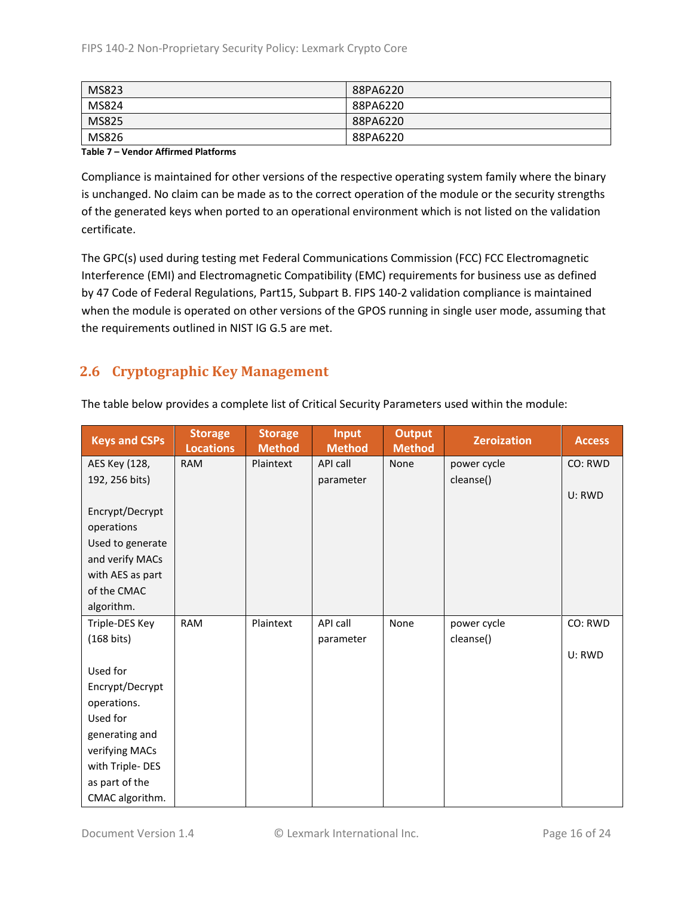| MS823 | 88PA6220 |
|---|---|
| MS824 | 88PA6220 |
| MS825 | 88PA6220 |
| MS826 | 88PA6220 |

**Table 7 – Vendor Affirmed Platforms**

Compliance is maintained for other versions of the respective operating system family where the binary is unchanged. No claim can be made as to the correct operation of the module or the security strengths of the generated keys when ported to an operational environment which is not listed on the validation certificate.

The GPC(s) used during testing met Federal Communications Commission (FCC) FCC Electromagnetic Interference (EMI) and Electromagnetic Compatibility (EMC) requirements for business use as defined by 47 Code of Federal Regulations, Part15, Subpart B. FIPS 140-2 validation compliance is maintained when the module is operated on other versions of the GPOS running in single user mode, assuming that the requirements outlined in NIST IG G.5 are met.

## 2.6 Cryptographic Key Management

The table below provides a complete list of Critical Security Parameters used within the module:

| Keys and CSPs | Storage Locations | Storage Method | Input Method | Output Method | Zeroization | Access |
|---|---|---|---|---|---|---|
| AES Key (128, 192, 256 bits)<br><br>Encrypt/Decrypt operations<br>Used to generate and verify MACs with AES as part of the CMAC algorithm. | RAM | Plaintext | API call parameter | None | power cycle<br>cleanse() | CO: RWD<br><br>U: RWD |
| Triple-DES Key (168 bits)<br><br>Used for Encrypt/Decrypt operations.<br>Used for generating and verifying MACs with Triple- DES as part of the CMAC algorithm. | RAM | Plaintext | API call parameter | None | power cycle<br>cleanse() | CO: RWD<br><br>U: RWD |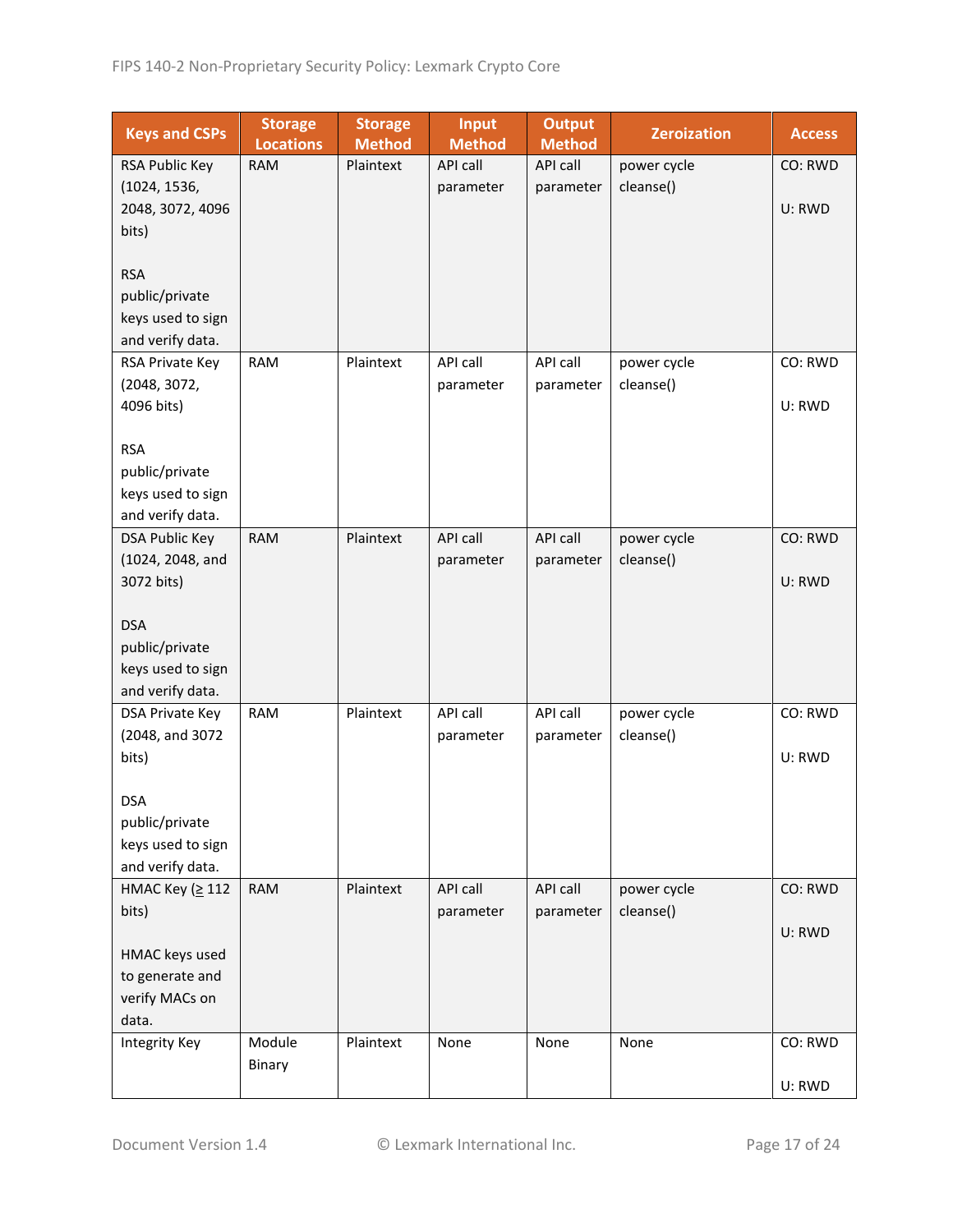| Keys and CSPs | Storage Locations | Storage Method | Input Method | Output Method | Zeroization | Access |
|---|---|---|---|---|---|---|
| RSA Public Key (1024, 1536, 2048, 3072, 4096 bits)<br><br>RSA public/private keys used to sign and verify data. | RAM | Plaintext | API call parameter | API call parameter | power cycle cleanse() | CO: RWD<br><br>U: RWD |
| RSA Private Key (2048, 3072, 4096 bits)<br><br>RSA public/private keys used to sign and verify data. | RAM | Plaintext | API call parameter | API call parameter | power cycle cleanse() | CO: RWD<br><br>U: RWD |
| DSA Public Key (1024, 2048, and 3072 bits)<br><br>DSA public/private keys used to sign and verify data. | RAM | Plaintext | API call parameter | API call parameter | power cycle cleanse() | CO: RWD<br><br>U: RWD |
| DSA Private Key (2048, and 3072 bits)<br><br>DSA public/private keys used to sign and verify data. | RAM | Plaintext | API call parameter | API call parameter | power cycle cleanse() | CO: RWD<br><br>U: RWD |
| HMAC Key (≥ 112 bits)<br><br>HMAC keys used to generate and verify MACs on data. | RAM | Plaintext | API call parameter | API call parameter | power cycle cleanse() | CO: RWD<br><br>U: RWD |
| Integrity Key | Module Binary | Plaintext | None | None | None | CO: RWD<br><br>U: RWD |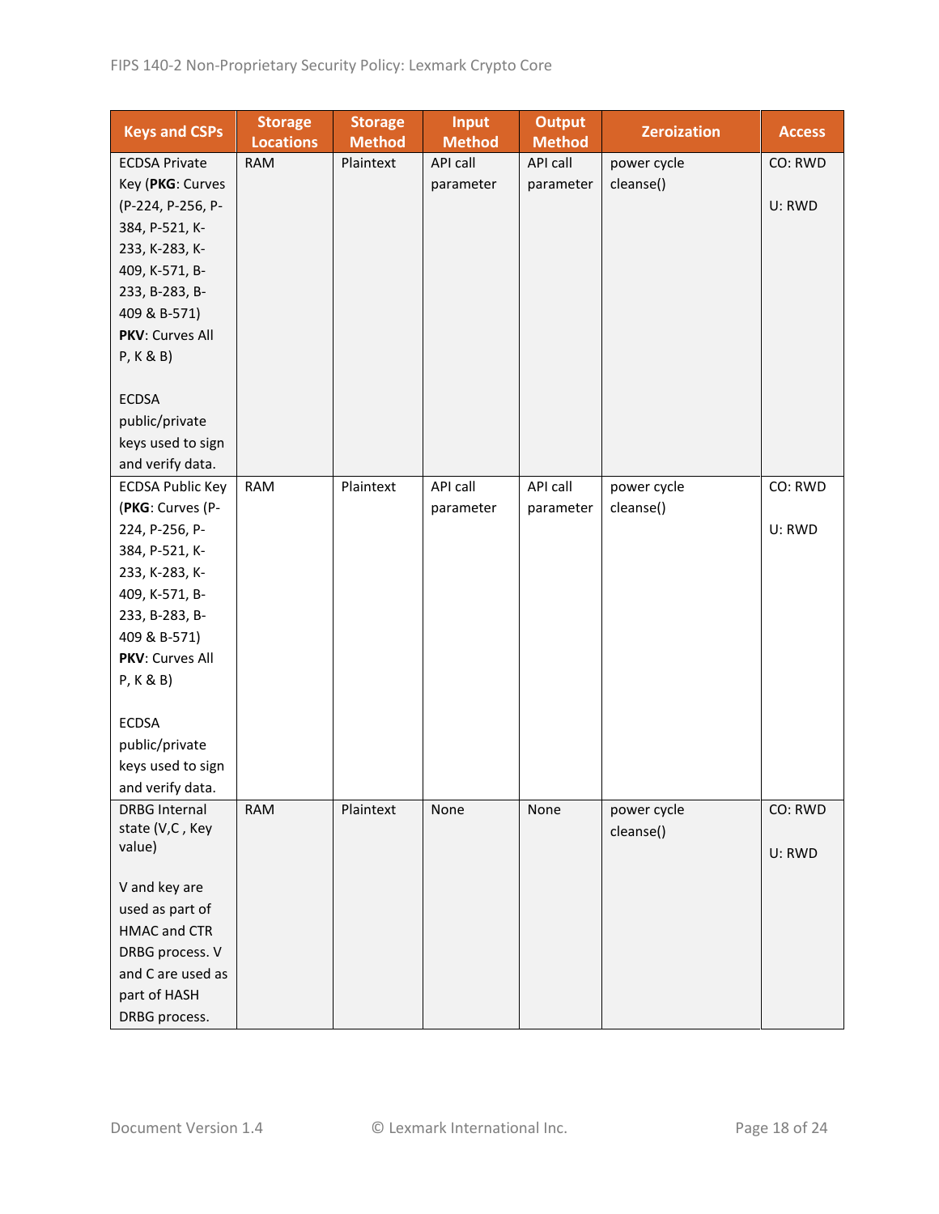| Keys and CSPs | Storage Locations | Storage Method | Input Method | Output Method | Zeroization | Access |
|---|---|---|---|---|---|---|
| ECDSA Private Key (**PKG**: Curves (P-224, P-256, P-384, P-521, K-233, K-283, K-409, K-571, B-233, B-283, B-409 & B-571) **PKV**: Curves All P, K & B)<br><br>ECDSA public/private keys used to sign and verify data. | RAM | Plaintext | API call parameter | API call parameter | power cycle cleanse() | CO: RWD<br><br>U: RWD |
| ECDSA Public Key (**PKG**: Curves (P-224, P-256, P-384, P-521, K-233, K-283, K-409, K-571, B-233, B-283, B-409 & B-571) **PKV**: Curves All P, K & B)<br><br>ECDSA public/private keys used to sign and verify data. | RAM | Plaintext | API call parameter | API call parameter | power cycle cleanse() | CO: RWD<br><br>U: RWD |
| DRBG Internal state (V,C , Key value)<br><br>V and key are used as part of HMAC and CTR DRBG process. V and C are used as part of HASH DRBG process. | RAM | Plaintext | None | None | power cycle cleanse() | CO: RWD<br><br>U: RWD |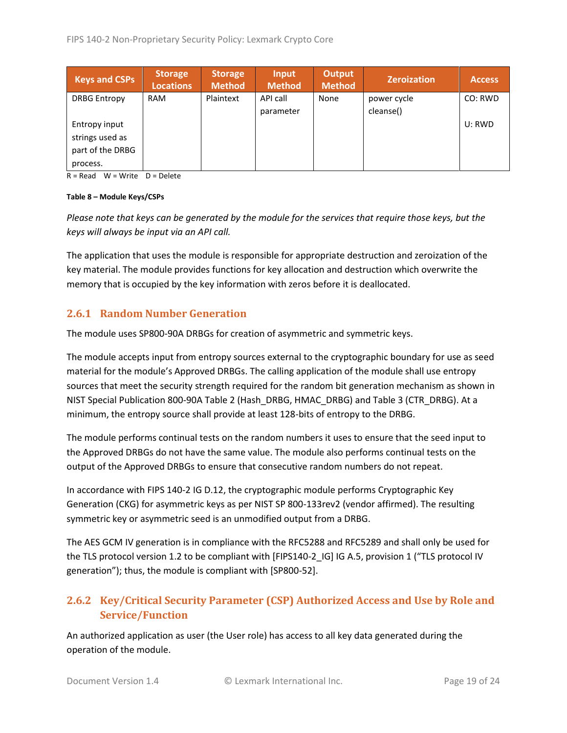| Keys and CSPs | Storage Locations | Storage Method | Input Method | Output Method | Zeroization | Access |
|---|---|---|---|---|---|---|
| DRBG Entropy<br><br>Entropy input strings used as part of the DRBG process. | RAM | Plaintext | API call parameter | None | power cycle cleanse() | CO: RWD<br><br>U: RWD |

R = Read W = Write D = Delete

**Table 8 – Module Keys/CSPs**

*Please note that keys can be generated by the module for the services that require those keys, but the keys will always be input via an API call.*

The application that uses the module is responsible for appropriate destruction and zeroization of the key material. The module provides functions for key allocation and destruction which overwrite the memory that is occupied by the key information with zeros before it is deallocated.

### 2.6.1 Random Number Generation

The module uses SP800-90A DRBGs for creation of asymmetric and symmetric keys.

The module accepts input from entropy sources external to the cryptographic boundary for use as seed material for the module's Approved DRBGs. The calling application of the module shall use entropy sources that meet the security strength required for the random bit generation mechanism as shown in NIST Special Publication 800-90A Table 2 (Hash_DRBG, HMAC_DRBG) and Table 3 (CTR_DRBG). At a minimum, the entropy source shall provide at least 128-bits of entropy to the DRBG.

The module performs continual tests on the random numbers it uses to ensure that the seed input to the Approved DRBGs do not have the same value. The module also performs continual tests on the output of the Approved DRBGs to ensure that consecutive random numbers do not repeat.

In accordance with FIPS 140-2 IG D.12, the cryptographic module performs Cryptographic Key Generation (CKG) for asymmetric keys as per NIST SP 800-133rev2 (vendor affirmed). The resulting symmetric key or asymmetric seed is an unmodified output from a DRBG.

The AES GCM IV generation is in compliance with the RFC5288 and RFC5289 and shall only be used for the TLS protocol version 1.2 to be compliant with [FIPS140-2_IG] IG A.5, provision 1 ("TLS protocol IV generation"); thus, the module is compliant with [SP800-52].

### 2.6.2 Key/Critical Security Parameter (CSP) Authorized Access and Use by Role and Service/Function

An authorized application as user (the User role) has access to all key data generated during the operation of the module.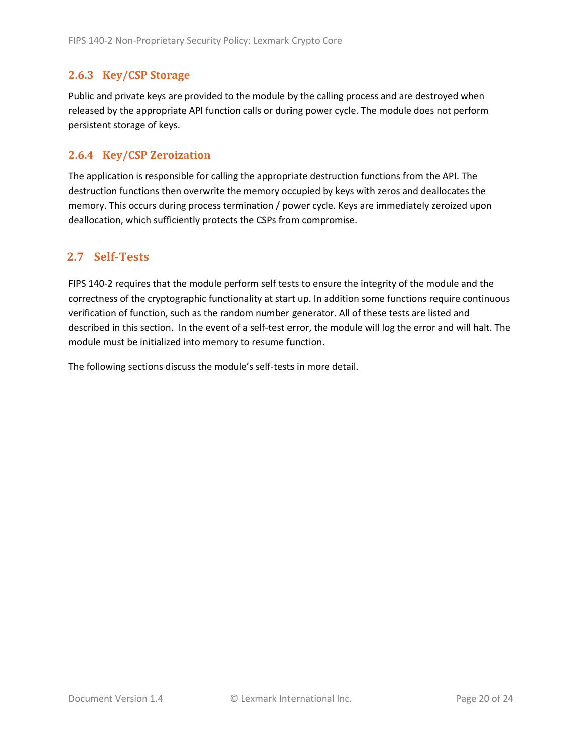### 2.6.3 Key/CSP Storage

Public and private keys are provided to the module by the calling process and are destroyed when released by the appropriate API function calls or during power cycle. The module does not perform persistent storage of keys.

### 2.6.4 Key/CSP Zeroization

The application is responsible for calling the appropriate destruction functions from the API. The destruction functions then overwrite the memory occupied by keys with zeros and deallocates the memory. This occurs during process termination / power cycle. Keys are immediately zeroized upon deallocation, which sufficiently protects the CSPs from compromise.

## 2.7 Self-Tests

FIPS 140-2 requires that the module perform self tests to ensure the integrity of the module and the correctness of the cryptographic functionality at start up. In addition some functions require continuous verification of function, such as the random number generator. All of these tests are listed and described in this section. In the event of a self-test error, the module will log the error and will halt. The module must be initialized into memory to resume function.

The following sections discuss the module's self-tests in more detail.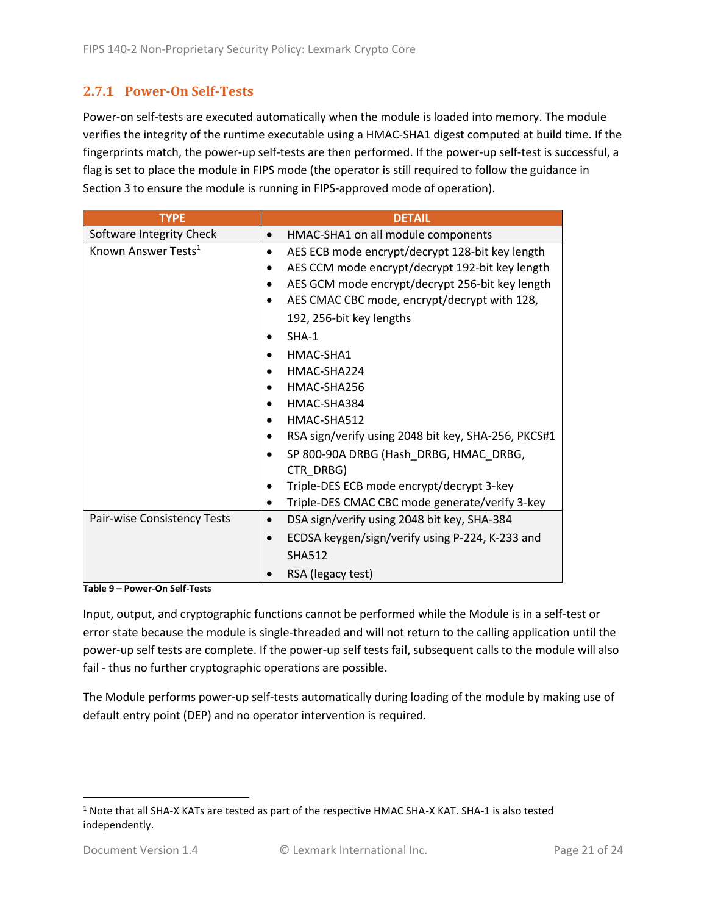### 2.7.1 Power-On Self-Tests

Power-on self-tests are executed automatically when the module is loaded into memory. The module verifies the integrity of the runtime executable using a HMAC-SHA1 digest computed at build time. If the fingerprints match, the power-up self-tests are then performed. If the power-up self-test is successful, a flag is set to place the module in FIPS mode (the operator is still required to follow the guidance in Section 3 to ensure the module is running in FIPS-approved mode of operation).

| TYPE | DETAIL |
|---|---|
| Software Integrity Check | • HMAC-SHA1 on all module components |
| Known Answer Tests[1] | • AES ECB mode encrypt/decrypt 128-bit key length<br>• AES CCM mode encrypt/decrypt 192-bit key length<br>• AES GCM mode encrypt/decrypt 256-bit key length<br>• AES CMAC CBC mode, encrypt/decrypt with 128, 192, 256-bit key lengths<br>• SHA-1<br>• HMAC-SHA1<br>• HMAC-SHA224<br>• HMAC-SHA256<br>• HMAC-SHA384<br>• HMAC-SHA512<br>• RSA sign/verify using 2048 bit key, SHA-256, PKCS#1<br>• SP 800-90A DRBG (Hash_DRBG, HMAC_DRBG, CTR_DRBG)<br>• Triple-DES ECB mode encrypt/decrypt 3-key<br>• Triple-DES CMAC CBC mode generate/verify 3-key |
| Pair-wise Consistency Tests | • DSA sign/verify using 2048 bit key, SHA-384<br>• ECDSA keygen/sign/verify using P-224, K-233 and SHA512<br>• RSA (legacy test) |

**Table 9 – Power-On Self-Tests**

Input, output, and cryptographic functions cannot be performed while the Module is in a self-test or error state because the module is single-threaded and will not return to the calling application until the power-up self tests are complete. If the power-up self tests fail, subsequent calls to the module will also fail - thus no further cryptographic operations are possible.

The Module performs power-up self-tests automatically during loading of the module by making use of default entry point (DEP) and no operator intervention is required.

[1] Note that all SHA-X KATs are tested as part of the respective HMAC SHA-X KAT. SHA-1 is also tested independently.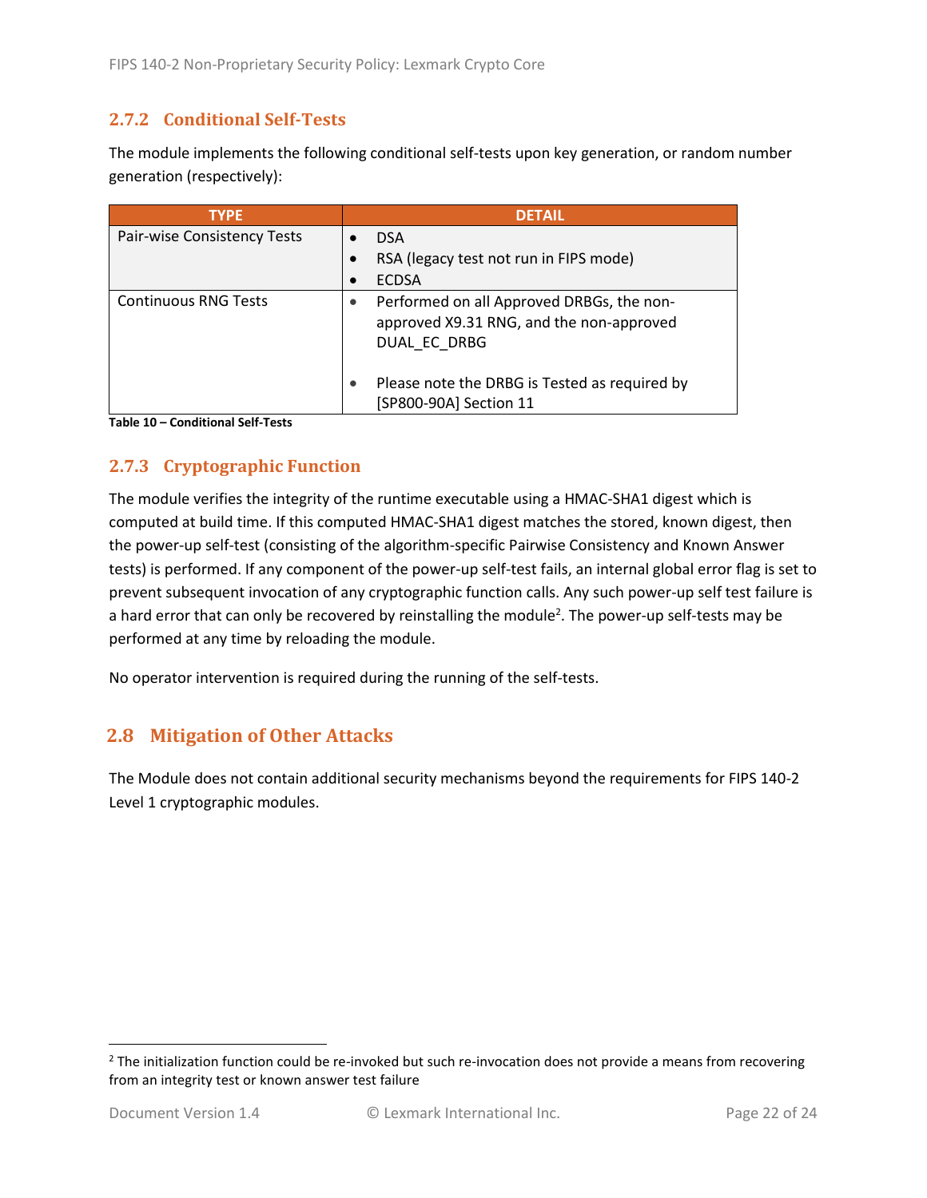### 2.7.2 Conditional Self-Tests

The module implements the following conditional self-tests upon key generation, or random number generation (respectively):

| TYPE | DETAIL |
|---|---|
| Pair-wise Consistency Tests | • DSA<br>• RSA (legacy test not run in FIPS mode)<br>• ECDSA |
| Continuous RNG Tests | • Performed on all Approved DRBGs, the non-approved X9.31 RNG, and the non-approved DUAL_EC_DRBG<br>• Please note the DRBG is Tested as required by [SP800-90A] Section 11 |

**Table 10 – Conditional Self-Tests**

### 2.7.3 Cryptographic Function

The module verifies the integrity of the runtime executable using a HMAC-SHA1 digest which is computed at build time. If this computed HMAC-SHA1 digest matches the stored, known digest, then the power-up self-test (consisting of the algorithm-specific Pairwise Consistency and Known Answer tests) is performed. If any component of the power-up self-test fails, an internal global error flag is set to prevent subsequent invocation of any cryptographic function calls. Any such power-up self test failure is a hard error that can only be recovered by reinstalling the module[2]. The power-up self-tests may be performed at any time by reloading the module.

No operator intervention is required during the running of the self-tests.

## 2.8 Mitigation of Other Attacks

The Module does not contain additional security mechanisms beyond the requirements for FIPS 140-2 Level 1 cryptographic modules.

---

[2] The initialization function could be re-invoked but such re-invocation does not provide a means from recovering from an integrity test or known answer test failure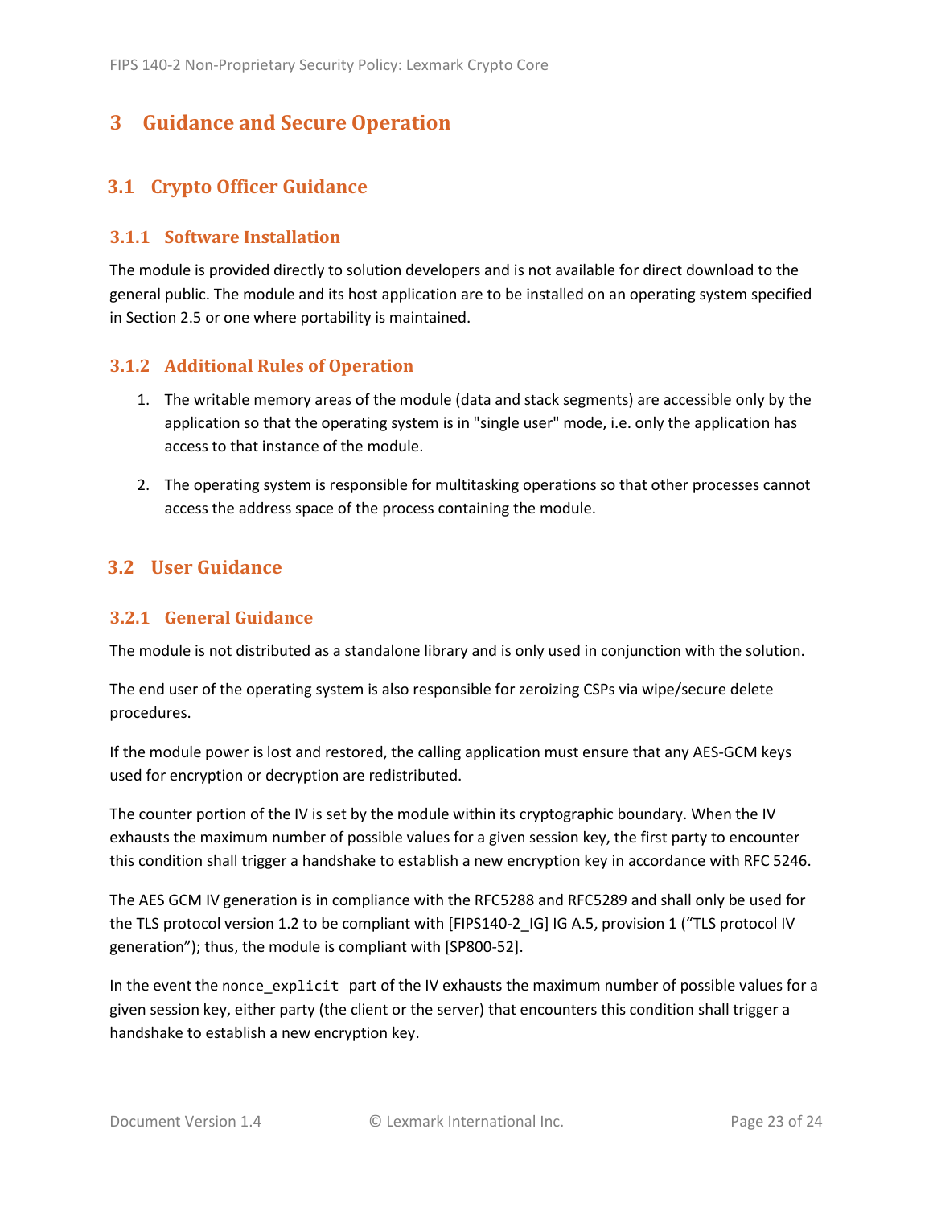# 3 Guidance and Secure Operation

## 3.1 Crypto Officer Guidance

### 3.1.1 Software Installation

The module is provided directly to solution developers and is not available for direct download to the general public. The module and its host application are to be installed on an operating system specified in Section 2.5 or one where portability is maintained.

### 3.1.2 Additional Rules of Operation

1. The writable memory areas of the module (data and stack segments) are accessible only by the application so that the operating system is in "single user" mode, i.e. only the application has access to that instance of the module.

2. The operating system is responsible for multitasking operations so that other processes cannot access the address space of the process containing the module.

## 3.2 User Guidance

### 3.2.1 General Guidance

The module is not distributed as a standalone library and is only used in conjunction with the solution.

The end user of the operating system is also responsible for zeroizing CSPs via wipe/secure delete procedures.

If the module power is lost and restored, the calling application must ensure that any AES-GCM keys used for encryption or decryption are redistributed.

The counter portion of the IV is set by the module within its cryptographic boundary. When the IV exhausts the maximum number of possible values for a given session key, the first party to encounter this condition shall trigger a handshake to establish a new encryption key in accordance with RFC 5246.

The AES GCM IV generation is in compliance with the RFC5288 and RFC5289 and shall only be used for the TLS protocol version 1.2 to be compliant with [FIPS140-2_IG] IG A.5, provision 1 ("TLS protocol IV generation"); thus, the module is compliant with [SP800-52].

In the event the `nonce_explicit` part of the IV exhausts the maximum number of possible values for a given session key, either party (the client or the server) that encounters this condition shall trigger a handshake to establish a new encryption key.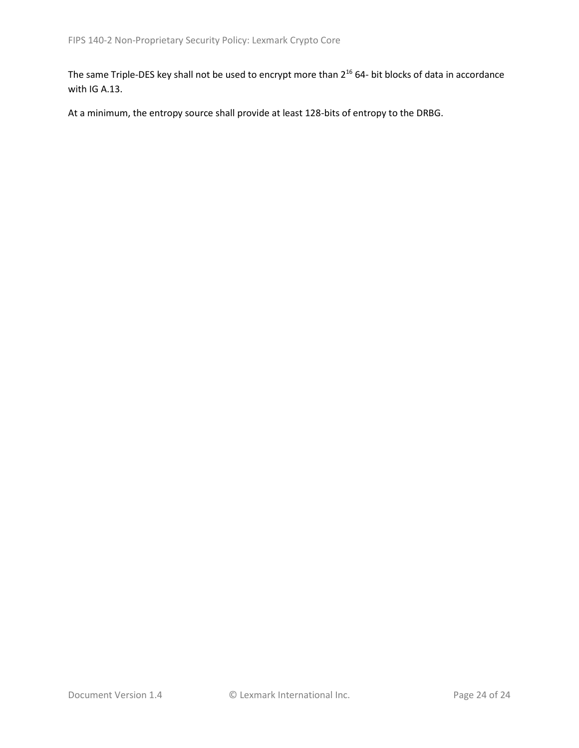The same Triple-DES key shall not be used to encrypt more than $2^{16}$ 64- bit blocks of data in accordance with IG A.13.

At a minimum, the entropy source shall provide at least 128-bits of entropy to the DRBG.